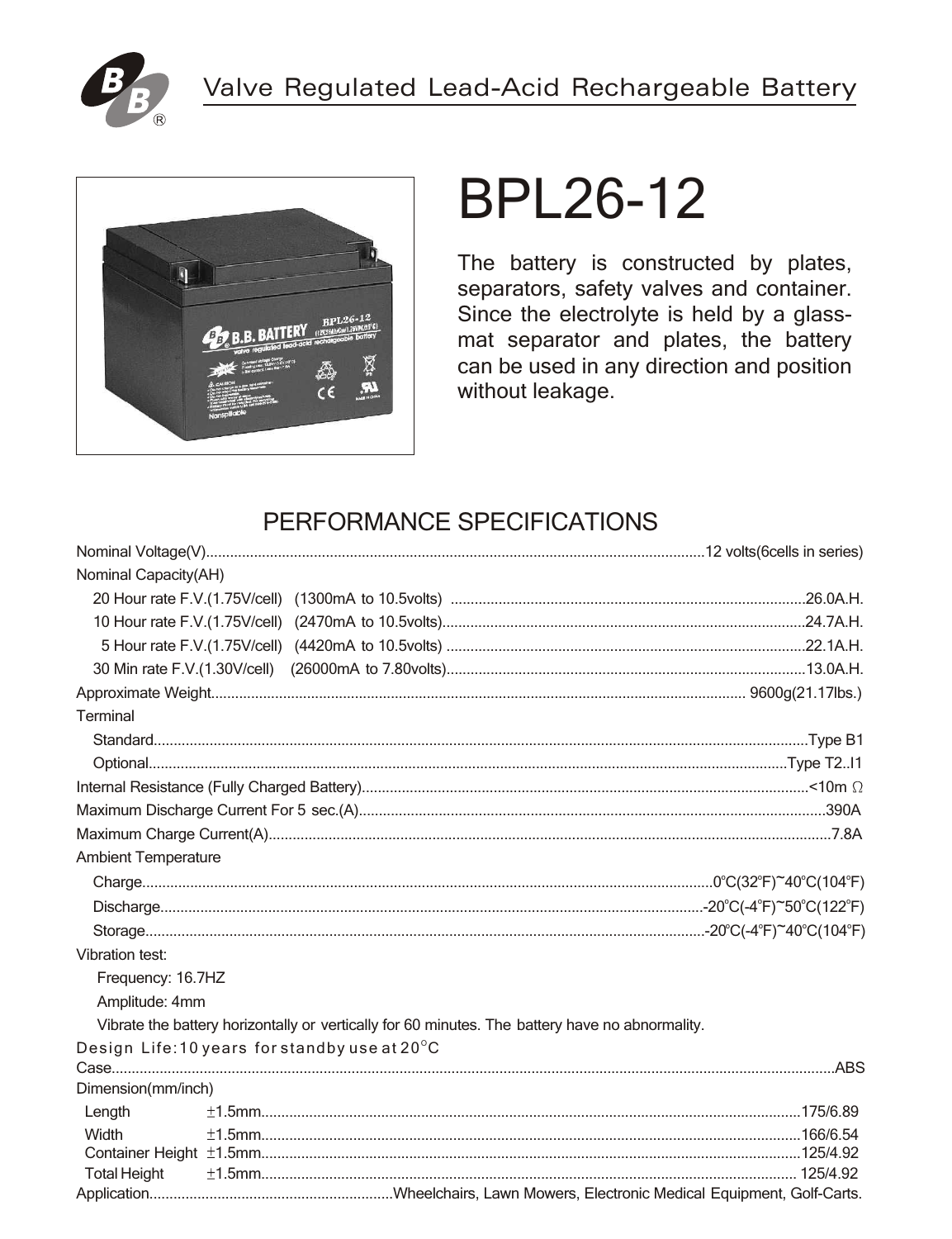Valve Regulated Lead-Acid Rechargeable Battery

# BPL26-12

The battery is constructed by plates, separators, safety valves and container. Since the electrolyte is held by a glass-mat separator and plates, the battery can be used in any direction and position without leakage.

## PERFORMANCE SPECIFICATIONS

Nominal Voltage(V)..........12 volts(6cells in series)

Nominal Capacity(AH)

- 20 Hour rate F.V.(1.75V/cell) (1300mA to 10.5volts) ..........26.0A.H.
- 10 Hour rate F.V.(1.75V/cell) (2470mA to 10.5volts)..........24.7A.H.
- 5 Hour rate F.V.(1.75V/cell) (4420mA to 10.5volts) ..........22.1A.H.
- 30 Min rate F.V.(1.30V/cell) (26000mA to 7.80volts)..........13.0A.H.

Approximate Weight.......... 9600g(21.17lbs.)

Terminal

- Standard..........Type B1
- Optional..........Type T2..I1

Internal Resistance (Fully Charged Battery)..........<10m Ω

Maximum Discharge Current For 5 sec.(A)..........390A

Maximum Charge Current(A)..........7.8A

Ambient Temperature

- Charge..........0°C(32°F)~40°C(104°F)
- Discharge..........-20°C(-4°F)~50°C(122°F)
- Storage..........-20°C(-4°F)~40°C(104°F)

Vibration test:

- Frequency: 16.7HZ
- Amplitude: 4mm
- Vibrate the battery horizontally or vertically for 60 minutes. The battery have no abnormality.

Design Life:10 years for standby use at 20°C

Case..........ABS

Dimension(mm/inch)

| | Tolerance | |
|---|---|---|
| Length | ±1.5mm | 175/6.89 |
| Width | ±1.5mm | 166/6.54 |
| Container Height | ±1.5mm | 125/4.92 |
| Total Height | ±1.5mm | 125/4.92 |

Application..........Wheelchairs, Lawn Mowers, Electronic Medical Equipment, Golf-Carts.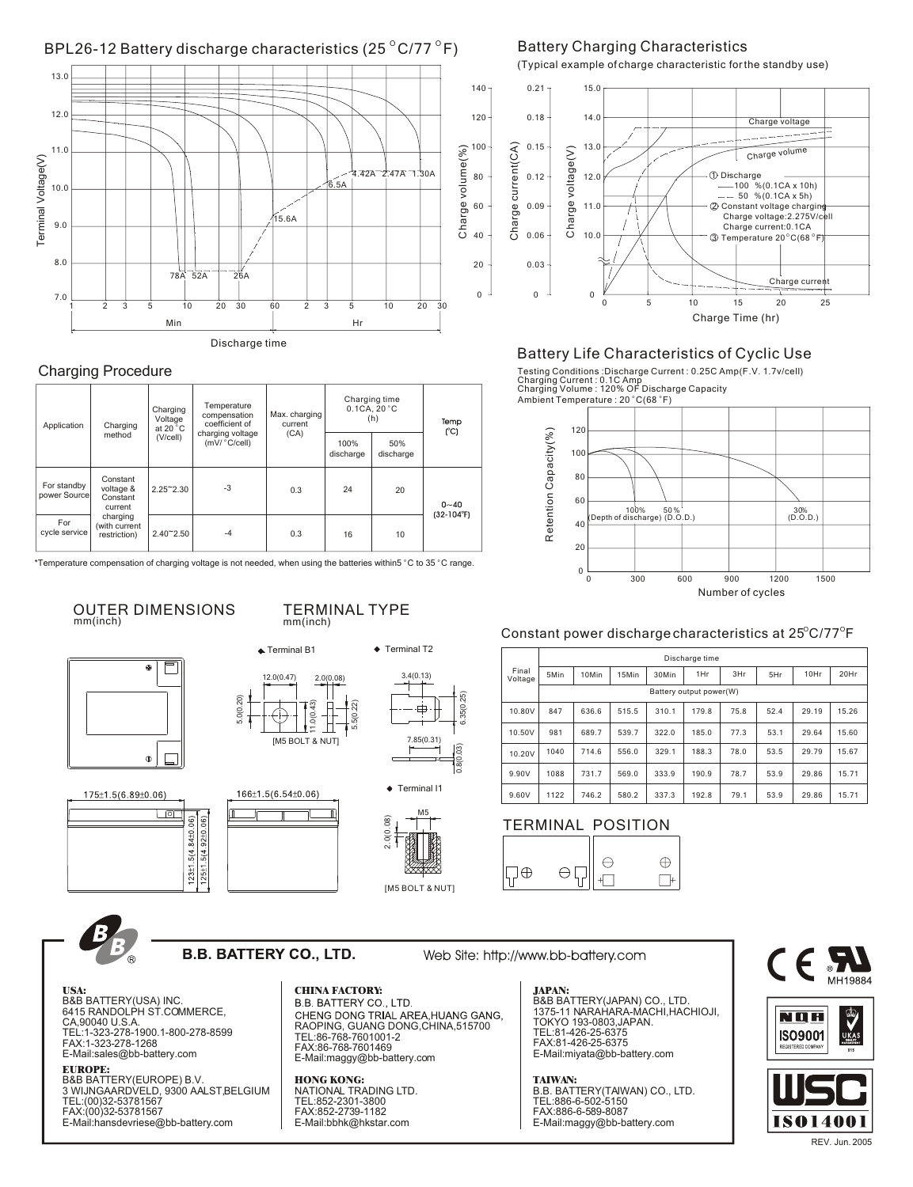## BPL26-12 Battery discharge characteristics (25 °C/77 °F)

Terminal Voltage(V)

13.0
12.0
11.0
10.0
9.0
8.0
7.0

1 2 3 5 10 20 30 60 2 3 5 10 20 30

Min Hr

Discharge time

78A 52A 26A 15.6A 6.5A 4.42A 2.47A 1.30A

## Battery Charging Characteristics

(Typical example of charge characteristic for the standby use)

Charge volume(%) 140 120 100 80 60 40 20 0

Charge current(CA) 0.21 0.18 0.15 0.12 0.09 0.06 0.03 0

Charge voltage(V) 15.0 14.0 13.0 12.0 11.0 10.0 0

Charge voltage

Charge volume

① Discharge
—— 100 %(0.1CA x 10h)
– – 50 %(0.1CA x 5h)
② Constant voltage charging
Charge voltage:2.275V/cell
Charge current:0.1CA
③ Temperature 20°C(68°F)

Charge current

0 5 10 15 20 25

Charge Time (hr)

## Charging Procedure

| Application | Charging method | Charging Voltage at 20°C (V/cell) | Temperature compensation coefficient of charging voltage (mV/°C/cell) | Max. charging current (CA) | Charging time 0.1CA, 20°C (h) | | Temp (°C) |
|---|---|---|---|---|---|---|---|
| | | | | | 100% discharge | 50% discharge | |
| For standby power Source | Constant voltage & Constant current charging (with current restriction) | 2.25~2.30 | -3 | 0.3 | 24 | 20 | 0~40 (32-104°F) |
| For cycle service | | 2.40~2.50 | -4 | 0.3 | 16 | 10 | |

*Temperature compensation of charging voltage is not needed, when using the batteries within5 °C to 35 °C range.

## Battery Life Characteristics of Cyclic Use

Testing Conditions :Discharge Current : 0.25C Amp(F.V. 1.7v/cell)
Charging Current : 0.1C Amp
Charging Volume : 120% OF Discharge Capacity
Ambient Temperature : 20 °C(68 °F)

Retention Capacity(%) 120 100 80 60 40 20 0

100% 50% 30%
(Depth of discharge) (D.O.D.) (D.O.D.)

0 300 600 900 1200 1500

Number of cycles

## OUTER DIMENSIONS

mm(inch)

175±1.5(6.89±0.06)
166±1.5(6.54±0.06)
123±1.5(4.84±0.06)
125±1.5(4.92±0.06)

## TERMINAL TYPE

mm(inch)

◆ Terminal B1

12.0(0.47) 2.0(0.08) 5.0(0.20) 11.0(0.43) 5.5(0.22)

[M5 BOLT & NUT]

◆ Terminal T2

3.4(0.13) 6.35(0.25) 7.85(0.31) 0.8(0.03)

◆ Terminal I1

M5 2.0(0.08)

[M5 BOLT & NUT]

## Constant power discharge characteristics at 25°C/77°F

| Final Voltage | Discharge time | | | | | | | | |
|---|---|---|---|---|---|---|---|---|---|
| | 5Min | 10Min | 15Min | 30Min | 1Hr | 3Hr | 5Hr | 10Hr | 20Hr |
| | Battery output power(W) | | | | | | | | |
| 10.80V | 847 | 636.6 | 515.5 | 310.1 | 179.8 | 75.8 | 52.4 | 29.19 | 15.26 |
| 10.50V | 981 | 689.7 | 539.7 | 322.0 | 185.0 | 77.3 | 53.1 | 29.64 | 15.60 |
| 10.20V | 1040 | 714.6 | 556.0 | 329.1 | 188.3 | 78.0 | 53.5 | 29.79 | 15.67 |
| 9.90V | 1088 | 731.7 | 569.0 | 333.9 | 190.9 | 78.7 | 53.9 | 29.86 | 15.71 |
| 9.60V | 1122 | 746.2 | 580.2 | 337.3 | 192.8 | 79.1 | 53.9 | 29.86 | 15.71 |

## TERMINAL POSITION

**B.B. BATTERY CO., LTD.** Web Site: http://www.bb-battery.com

**USA:**
B&B BATTERY(USA) INC.
6415 RANDOLPH ST.COMMERCE,
CA,90040 U.S.A.
TEL:1-323-278-1900.1-800-278-8599
FAX:1-323-278-1268
E-Mail:sales@bb-battery.com

**EUROPE:**
B&B BATTERY(EUROPE) B.V.
3 WIJNGAARDVELD, 9300 AALST,BELGIUM
TEL:(00)32-53781567
FAX:(00)32-53781567
E-Mail:hansdevriese@bb-battery.com

**CHINA FACTORY:**
B.B. BATTERY CO., LTD.
CHENG DONG TRIAL AREA,HUANG GANG,
RAOPING, GUANG DONG,CHINA,515700
TEL:86-768-7601001-2
FAX:86-768-7601469
E-Mail:maggy@bb-battery.com

**HONG KONG:**
NATIONAL TRADING LTD.
TEL:852-2301-3800
FAX:852-2739-1182
E-Mail:bbhk@hkstar.com

**JAPAN:**
B&B BATTERY(JAPAN) CO., LTD.
1375-11 NARAHARA-MACHI,HACHIOJI,
TOKYO 193-0803,JAPAN.
TEL:81-426-25-6375
FAX:81-426-25-6375
E-Mail:miyata@bb-battery.com

**TAIWAN:**
B.B. BATTERY(TAIWAN) CO., LTD.
TEL:886-6-502-5150
FAX:886-6-589-8087
E-Mail:maggy@bb-battery.com

MH19884

ISO9001

ISO14001

REV. Jun. 2005